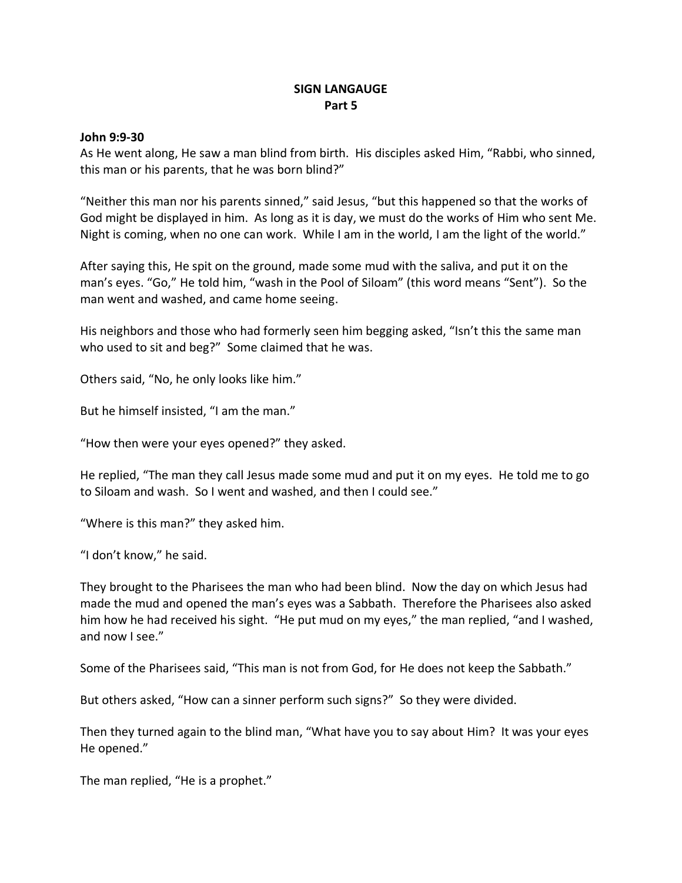# SIGN LANGAUGE
## Part 5

**John 9:9-30**
As He went along, He saw a man blind from birth. His disciples asked Him, "Rabbi, who sinned, this man or his parents, that he was born blind?"

"Neither this man nor his parents sinned," said Jesus, "but this happened so that the works of God might be displayed in him. As long as it is day, we must do the works of Him who sent Me. Night is coming, when no one can work. While I am in the world, I am the light of the world."

After saying this, He spit on the ground, made some mud with the saliva, and put it on the man's eyes. "Go," He told him, "wash in the Pool of Siloam" (this word means "Sent"). So the man went and washed, and came home seeing.

His neighbors and those who had formerly seen him begging asked, "Isn't this the same man who used to sit and beg?" Some claimed that he was.

Others said, "No, he only looks like him."

But he himself insisted, "I am the man."

"How then were your eyes opened?" they asked.

He replied, "The man they call Jesus made some mud and put it on my eyes. He told me to go to Siloam and wash. So I went and washed, and then I could see."

"Where is this man?" they asked him.

"I don't know," he said.

They brought to the Pharisees the man who had been blind. Now the day on which Jesus had made the mud and opened the man's eyes was a Sabbath. Therefore the Pharisees also asked him how he had received his sight. "He put mud on my eyes," the man replied, "and I washed, and now I see."

Some of the Pharisees said, "This man is not from God, for He does not keep the Sabbath."

But others asked, "How can a sinner perform such signs?" So they were divided.

Then they turned again to the blind man, "What have you to say about Him? It was your eyes He opened."

The man replied, "He is a prophet."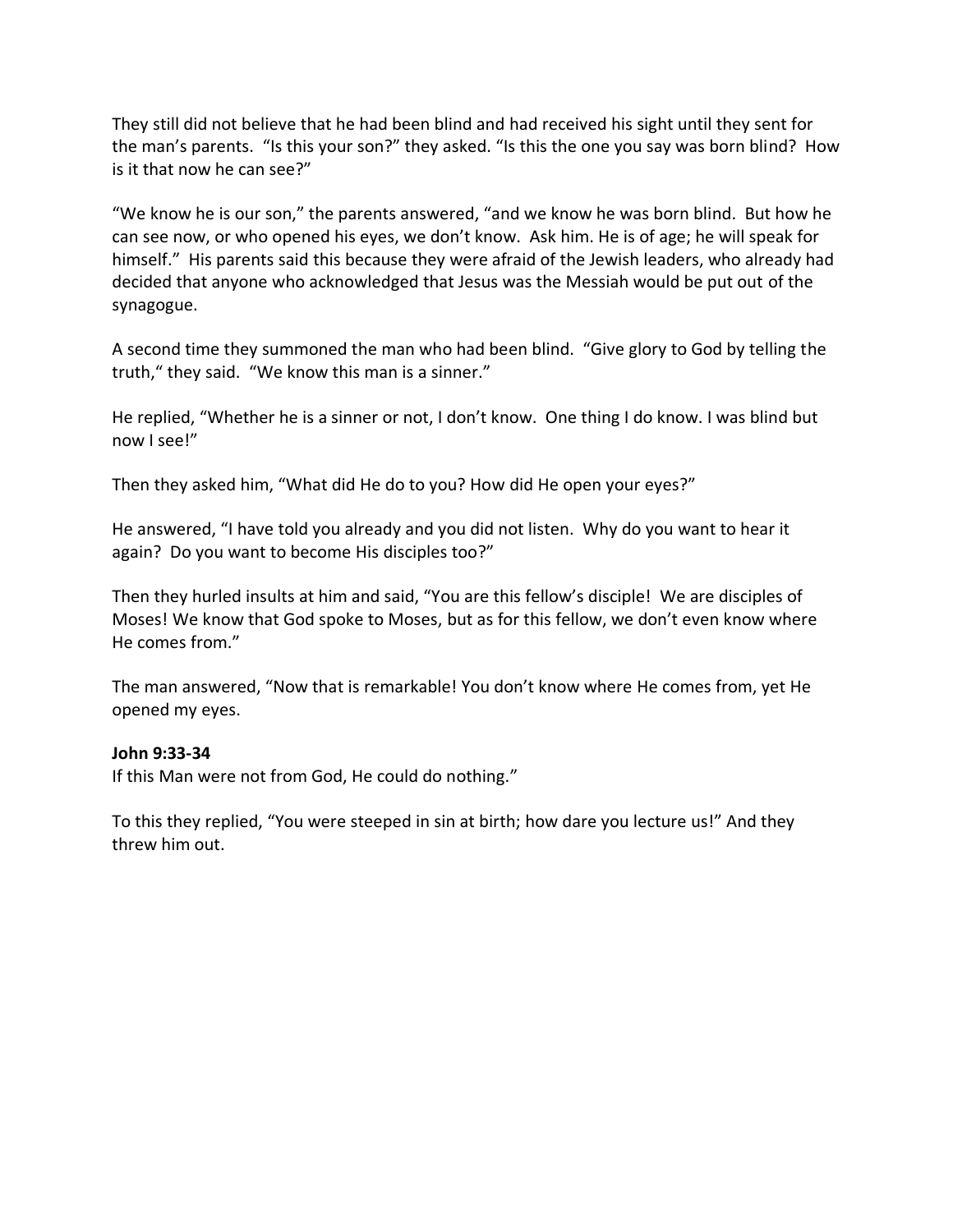They still did not believe that he had been blind and had received his sight until they sent for the man's parents. "Is this your son?" they asked. "Is this the one you say was born blind? How is it that now he can see?"

"We know he is our son," the parents answered, "and we know he was born blind. But how he can see now, or who opened his eyes, we don't know. Ask him. He is of age; he will speak for himself." His parents said this because they were afraid of the Jewish leaders, who already had decided that anyone who acknowledged that Jesus was the Messiah would be put out of the synagogue.

A second time they summoned the man who had been blind. "Give glory to God by telling the truth," they said. "We know this man is a sinner."

He replied, "Whether he is a sinner or not, I don't know. One thing I do know. I was blind but now I see!"

Then they asked him, "What did He do to you? How did He open your eyes?"

He answered, "I have told you already and you did not listen. Why do you want to hear it again? Do you want to become His disciples too?"

Then they hurled insults at him and said, "You are this fellow's disciple! We are disciples of Moses! We know that God spoke to Moses, but as for this fellow, we don't even know where He comes from."

The man answered, "Now that is remarkable! You don't know where He comes from, yet He opened my eyes.

**John 9:33-34**
If this Man were not from God, He could do nothing."

To this they replied, "You were steeped in sin at birth; how dare you lecture us!" And they threw him out.